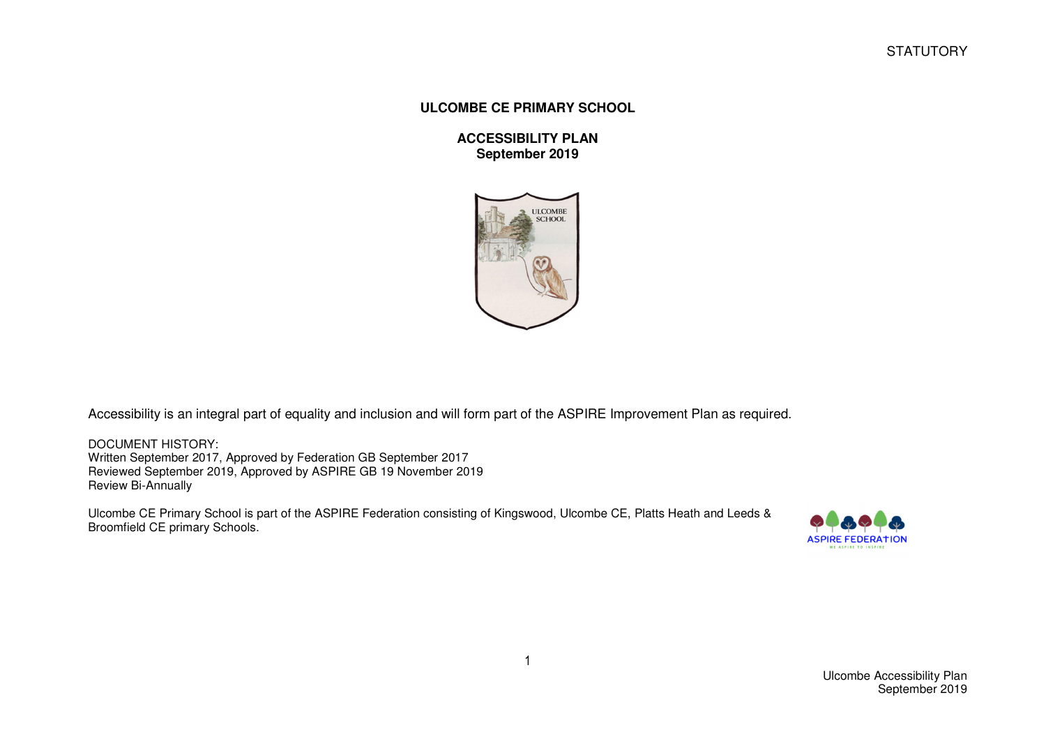STATUTORY

# ULCOMBE CE PRIMARY SCHOOL

## ACCESSIBILITY PLAN
## September 2019

Accessibility is an integral part of equality and inclusion and will form part of the ASPIRE Improvement Plan as required.

DOCUMENT HISTORY:
Written September 2017, Approved by Federation GB September 2017
Reviewed September 2019, Approved by ASPIRE GB 19 November 2019
Review Bi-Annually

Ulcombe CE Primary School is part of the ASPIRE Federation consisting of Kingswood, Ulcombe CE, Platts Heath and Leeds & Broomfield CE primary Schools.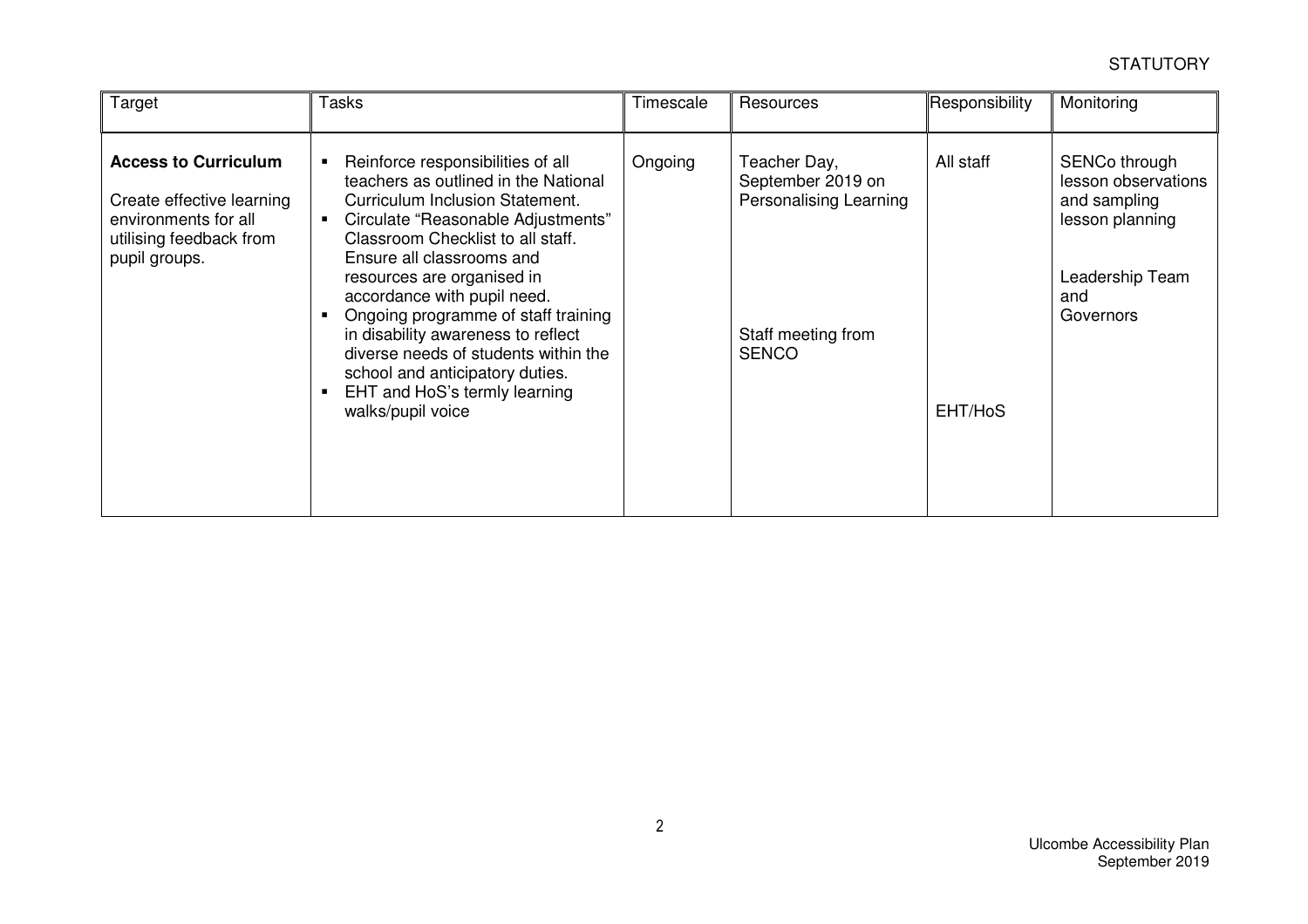| Target | Tasks | Timescale | Resources | Responsibility | Monitoring |
|---|---|---|---|---|---|
| **Access to Curriculum**<br><br>Create effective learning environments for all utilising feedback from pupil groups. | ▪ Reinforce responsibilities of all teachers as outlined in the National Curriculum Inclusion Statement.<br>▪ Circulate "Reasonable Adjustments" Classroom Checklist to all staff. Ensure all classrooms and resources are organised in accordance with pupil need.<br>▪ Ongoing programme of staff training in disability awareness to reflect diverse needs of students within the school and anticipatory duties.<br>▪ EHT and HoS's termly learning walks/pupil voice | Ongoing | Teacher Day, September 2019 on Personalising Learning<br><br>Staff meeting from SENCO | All staff<br><br>EHT/HoS | SENCo through lesson observations and sampling lesson planning<br><br>Leadership Team and Governors |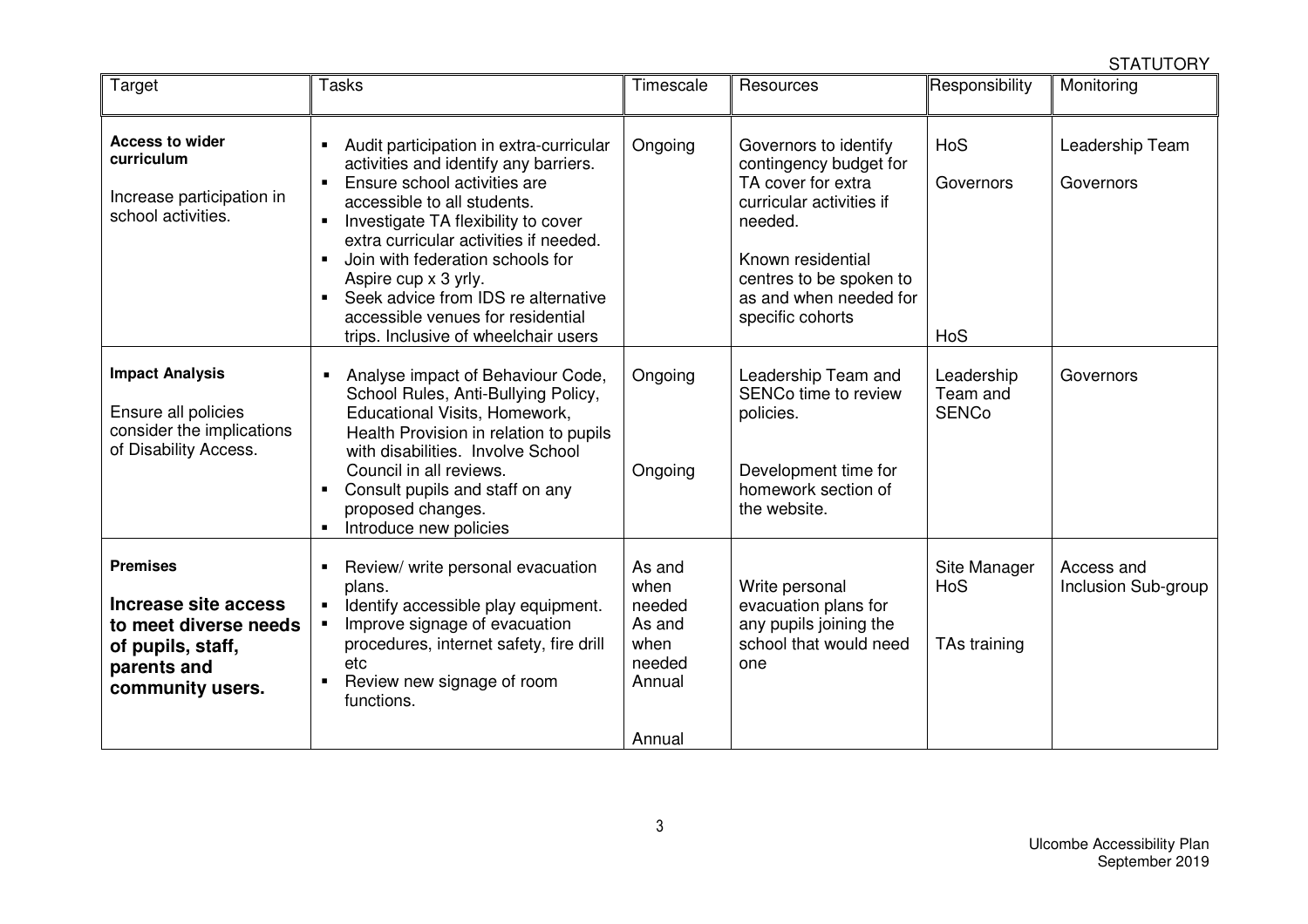STATUTORY

| Target | Tasks | Timescale | Resources | Responsibility | Monitoring |
|---|---|---|---|---|---|
| **Access to wider curriculum**<br><br>Increase participation in school activities. | ▪ Audit participation in extra-curricular activities and identify any barriers.<br>▪ Ensure school activities are accessible to all students.<br>▪ Investigate TA flexibility to cover extra curricular activities if needed.<br>▪ Join with federation schools for Aspire cup x 3 yrly.<br>▪ Seek advice from IDS re alternative accessible venues for residential trips. Inclusive of wheelchair users | Ongoing | Governors to identify contingency budget for TA cover for extra curricular activities if needed.<br><br>Known residential centres to be spoken to as and when needed for specific cohorts | HoS<br><br>Governors<br><br>HoS | Leadership Team<br><br>Governors |
| **Impact Analysis**<br><br>Ensure all policies consider the implications of Disability Access. | ▪ Analyse impact of Behaviour Code, School Rules, Anti-Bullying Policy, Educational Visits, Homework, Health Provision in relation to pupils with disabilities. Involve School Council in all reviews.<br>▪ Consult pupils and staff on any proposed changes.<br>▪ Introduce new policies | Ongoing<br><br>Ongoing | Leadership Team and SENCo time to review policies.<br><br>Development time for homework section of the website. | Leadership Team and SENCo | Governors |
| **Premises**<br><br>**Increase site access to meet diverse needs of pupils, staff, parents and community users.** | ▪ Review/ write personal evacuation plans.<br>▪ Identify accessible play equipment.<br>▪ Improve signage of evacuation procedures, internet safety, fire drill etc<br>▪ Review new signage of room functions. | As and when needed<br>As and when needed<br>Annual<br><br>Annual | Write personal evacuation plans for any pupils joining the school that would need one | Site Manager<br>HoS<br><br>TAs training | Access and Inclusion Sub-group |

Ulcombe Accessibility Plan
September 2019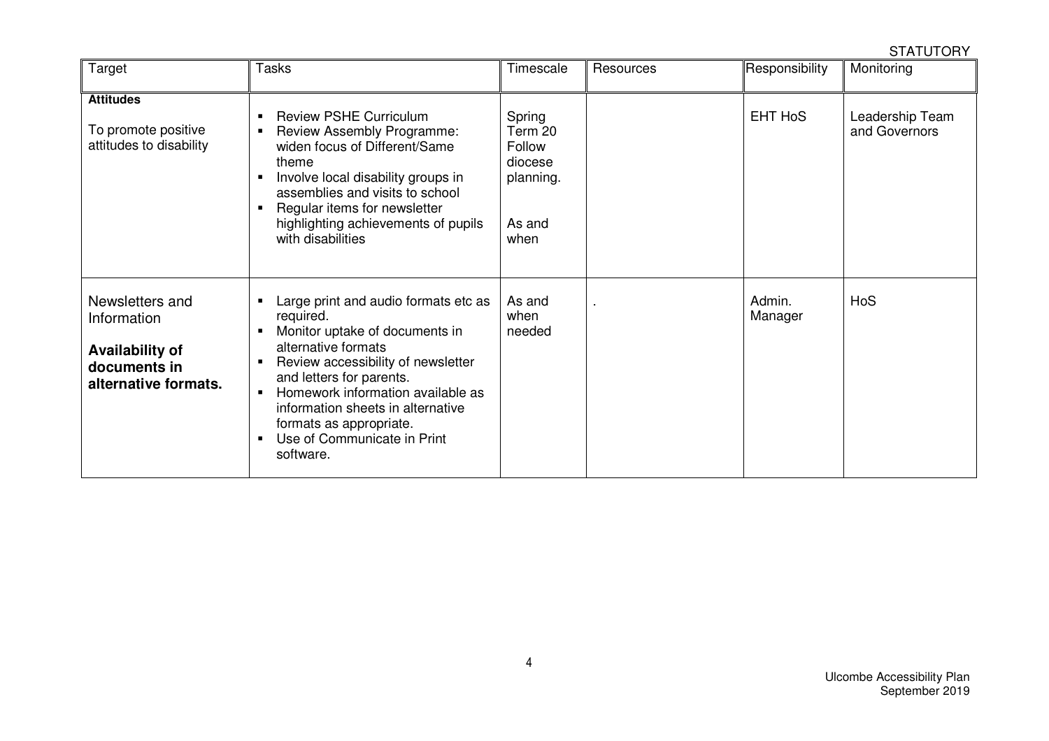STATUTORY

| Target | Tasks | Timescale | Resources | Responsibility | Monitoring |
|---|---|---|---|---|---|
| **Attitudes**<br><br>To promote positive attitudes to disability | ▪ Review PSHE Curriculum<br>▪ Review Assembly Programme: widen focus of Different/Same theme<br>▪ Involve local disability groups in assemblies and visits to school<br>▪ Regular items for newsletter highlighting achievements of pupils with disabilities | Spring Term 20<br>Follow diocese planning.<br><br>As and when | | EHT HoS | Leadership Team and Governors |
| Newsletters and Information<br><br>**Availability of documents in alternative formats.** | ▪ Large print and audio formats etc as required.<br>▪ Monitor uptake of documents in alternative formats<br>▪ Review accessibility of newsletter and letters for parents.<br>▪ Homework information available as information sheets in alternative formats as appropriate.<br>▪ Use of Communicate in Print software. | As and when needed | . | Admin. Manager | HoS |

Ulcombe Accessibility Plan
September 2019